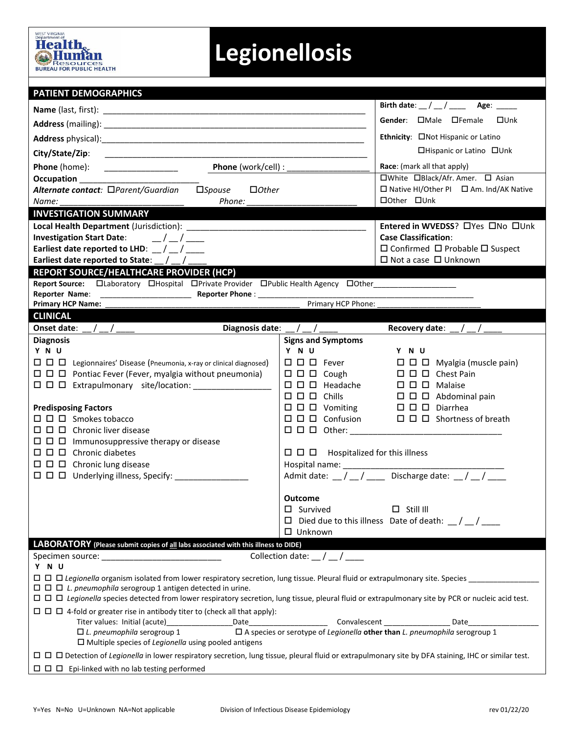WEST VIRGINIA Department of Health & Human Resources BUREAU FOR PUBLIC HEALTH

# Legionellosis

## PATIENT DEMOGRAPHICS

**Name** (last, first): ____________________________________________

**Address** (mailing): ____________________________________________

**Address** physical): ____________________________________________

**City/State/Zip**: ____________________________________________

**Phone** (home): ________________ **Phone** (work/cell) : __________________

**Occupation** ___________________________

***Alternate contact***: ☐*Parent/Guardian* ☐*Spouse* ☐*Other*

*Name*: ________________________ *Phone*: _________________________

**Birth date**: __ / __ / ____ **Age**: _____

**Gender**: ☐Male ☐Female ☐Unk

**Ethnicity**: ☐Not Hispanic or Latino ☐Hispanic or Latino ☐Unk

**Race**: (mark all that apply)
☐White ☐Black/Afr. Amer. ☐ Asian ☐ Native HI/Other PI ☐ Am. Ind/AK Native ☐Other ☐Unk

## INVESTIGATION SUMMARY

**Local Health Department** (Jurisdiction): ________________________________________

**Investigation Start Date**: __ / __ / ____

**Earliest date reported to LHD**: __ / __ / ____

**Earliest date reported to State**: __ / __ / ____

**Entered in WVEDSS**? ☐Yes ☐No ☐Unk

**Case Classification**:
☐ Confirmed ☐ Probable ☐ Suspect ☐ Not a case ☐ Unknown

## REPORT SOURCE/HEALTHCARE PROVIDER (HCP)

**Report Source:** ☐Laboratory ☐Hospital ☐Private Provider ☐Public Health Agency ☐Other___________________

**Reporter Name**: ______________________ **Reporter Phone** : __________________________________________

**Primary HCP Name:** _____________________________________________ Primary HCP Phone: _________________________

## CLINICAL

**Onset date**: __ / __ / ____ **Diagnosis date**: __ / __ / ____ **Recovery date**: __ / __ / ____

### Diagnosis

Y N U

☐ ☐ ☐ Legionnaires' Disease (Pneumonia, x-ray or clinical diagnosed)
☐ ☐ ☐ Pontiac Fever (Fever, myalgia without pneumonia)
☐ ☐ ☐ Extrapulmonary site/location: _________________

### Predisposing Factors

☐ ☐ ☐ Smokes tobacco
☐ ☐ ☐ Chronic liver disease
☐ ☐ ☐ Immunosuppressive therapy or disease
☐ ☐ ☐ Chronic diabetes
☐ ☐ ☐ Chronic lung disease
☐ ☐ ☐ Underlying illness, Specify: ________________

### Signs and Symptoms

Y N U

☐ ☐ ☐ Fever
☐ ☐ ☐ Cough
☐ ☐ ☐ Headache
☐ ☐ ☐ Chills
☐ ☐ ☐ Vomiting
☐ ☐ ☐ Confusion
☐ ☐ ☐ Myalgia (muscle pain)
☐ ☐ ☐ Chest Pain
☐ ☐ ☐ Malaise
☐ ☐ ☐ Abdominal pain
☐ ☐ ☐ Diarrhea
☐ ☐ ☐ Shortness of breath
☐ ☐ ☐ Other: ___________________________________

☐ ☐ ☐ Hospitalized for this illness

Hospital name: ____________________________________

Admit date: __ / __ / ____ Discharge date: __ / __ / ____

### Outcome

☐ Survived ☐ Still Ill
☐ Died due to this illness Date of death: __ / __ / ____
☐ Unknown

## LABORATORY (Please submit copies of all labs associated with this illness to DIDE)

Specimen source: __________________________ Collection date: __ / __ / ____

Y N U

☐ ☐ ☐ *Legionella* organism isolated from lower respiratory secretion, lung tissue. Pleural fluid or extrapulmonary site. Species ________________

☐ ☐ ☐ *L. pneumophila* serogroup 1 antigen detected in urine.

☐ ☐ ☐ *Legionella* species detected from lower respiratory secretion, lung tissue, pleural fluid or extrapulmonary site by PCR or nucleic acid test.

☐ ☐ ☐ 4-fold or greater rise in antibody titer to (check all that apply):

Titer values: Initial (acute)_______________Date____________________ Convalescent _______________ Date_________________

☐ *L. pneumophila* serogroup 1 ☐ A species or serotype of *Legionella* **other than** *L. pneumophila* serogroup 1

☐ Multiple species of *Legionella* using pooled antigens

☐ ☐ ☐ Detection of *Legionella* in lower respiratory secretion, lung tissue, pleural fluid or extrapulmonary site by DFA staining, IHC or similar test.

☐ ☐ ☐ Epi-linked with no lab testing performed

Y=Yes N=No U=Unknown NA=Not applicable Division of Infectious Disease Epidemiology rev 01/22/20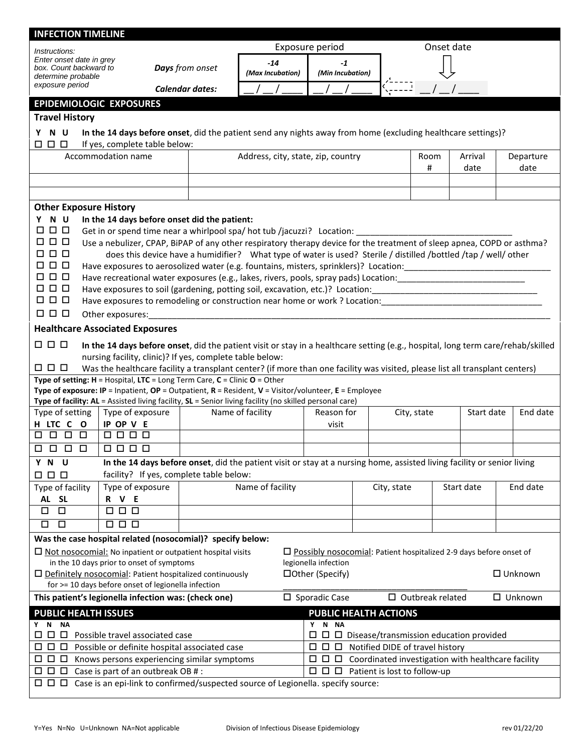## INFECTION TIMELINE

| *Instructions: Enter onset date in grey box. Count backward to determine probable exposure period* | | Exposure period | | Onset date |
|---|---|---|---|---|
| | ***Days** from onset* | ***-14*** *(Max Incubation)* | ***-1*** *(Min Incubation)* | ⇩ |
| | ***Calendar dates:*** | __ / __ / ____ | __ / __ / ____ | __ / __ / ____ |

## EPIDEMIOLOGIC EXPOSURES

### Travel History

**Y N U**
☐ ☐ ☐ **In the 14 days before onset**, did the patient send any nights away from home (excluding healthcare settings)? If yes, complete table below:

| Accommodation name | Address, city, state, zip, country | Room # | Arrival date | Departure date |
|---|---|---|---|---|
| | | | | |
| | | | | |

### Other Exposure History

**Y N U** **In the 14 days before onset did the patient:**

- ☐ ☐ ☐ Get in or spend time near a whirlpool spa/ hot tub /jacuzzi? Location: ________________________________
- ☐ ☐ ☐ Use a nebulizer, CPAP, BiPAP of any other respiratory therapy device for the treatment of sleep apnea, COPD or asthma?
- ☐ ☐ ☐ does this device have a humidifier? What type of water is used? Sterile / distilled /bottled /tap / well/ other
- ☐ ☐ ☐ Have exposures to aerosolized water (e.g. fountains, misters, sprinklers)? Location:______________________________
- ☐ ☐ ☐ Have recreational water exposures (e.g., lakes, rivers, pools, spray pads) Location:__________________________
- ☐ ☐ ☐ Have exposures to soil (gardening, potting soil, excavation, etc.)? Location:__________________________________
- ☐ ☐ ☐ Have exposures to remodeling or construction near home or work ? Location:_________________________________
- ☐ ☐ ☐ Other exposures:_______________________________________________________________________________

### Healthcare Associated Exposures

☐ ☐ ☐ **In the 14 days before onset**, did the patient visit or stay in a healthcare setting (e.g., hospital, long term care/rehab/skilled nursing facility, clinic)? If yes, complete table below:

☐ ☐ ☐ Was the healthcare facility a transplant center? (if more than one facility was visited, please list all transplant centers)

**Type of setting: H** = Hospital, **LTC** = Long Term Care, **C** = Clinic **O** = Other
**Type of exposure: IP** = Inpatient, **OP** = Outpatient, **R** = Resident, **V** = Visitor/volunteer, **E** = Employee
**Type of facility: AL** = Assisted living facility, **SL** = Senior living facility (no skilled personal care)

| Type of setting **H LTC C O** | Type of exposure **IP OP V E** | Name of facility | Reason for visit | City, state | Start date | End date |
|---|---|---|---|---|---|---|
| ☐ ☐ ☐ ☐ | ☐ ☐ ☐ ☐ | | | | | |
| ☐ ☐ ☐ ☐ | ☐ ☐ ☐ ☐ | | | | | |

**Y N U**
☐ ☐ ☐ **In the 14 days before onset**, did the patient visit or stay at a nursing home, assisted living facility or senior living facility? If yes, complete table below:

| Type of facility **AL SL** | Type of exposure **R V E** | Name of facility | City, state | Start date | End date |
|---|---|---|---|---|---|
| ☐ ☐ | ☐ ☐ ☐ | | | | |
| ☐ ☐ | ☐ ☐ ☐ | | | | |

**Was the case hospital related (nosocomial)? specify below:**

- ☐ Not nosocomial: No inpatient or outpatient hospital visits in the 10 days prior to onset of symptoms
- ☐ Possibly nosocomial: Patient hospitalized 2-9 days before onset of legionella infection
- ☐ Definitely nosocomial: Patient hospitalized continuously for >= 10 days before onset of legionella infection
- ☐ Other (Specify) ________________________________________
- ☐ Unknown

**This patient's legionella infection was: (check one)** ☐ Sporadic Case ☐ Outbreak related ☐ Unknown

## PUBLIC HEALTH ISSUES

**Y N NA**

- ☐ ☐ ☐ Possible travel associated case
- ☐ ☐ ☐ Possible or definite hospital associated case
- ☐ ☐ ☐ Knows persons experiencing similar symptoms
- ☐ ☐ ☐ Case is part of an outbreak OB # :
- ☐ ☐ ☐ Case is an epi-link to confirmed/suspected source of Legionella. specify source:

## PUBLIC HEALTH ACTIONS

**Y N NA**

- ☐ ☐ ☐ Disease/transmission education provided
- ☐ ☐ ☐ Notified DIDE of travel history
- ☐ ☐ ☐ Coordinated investigation with healthcare facility
- ☐ ☐ ☐ Patient is lost to follow-up

Y=Yes N=No U=Unknown NA=Not applicable

Division of Infectious Disease Epidemiology

rev 01/22/20